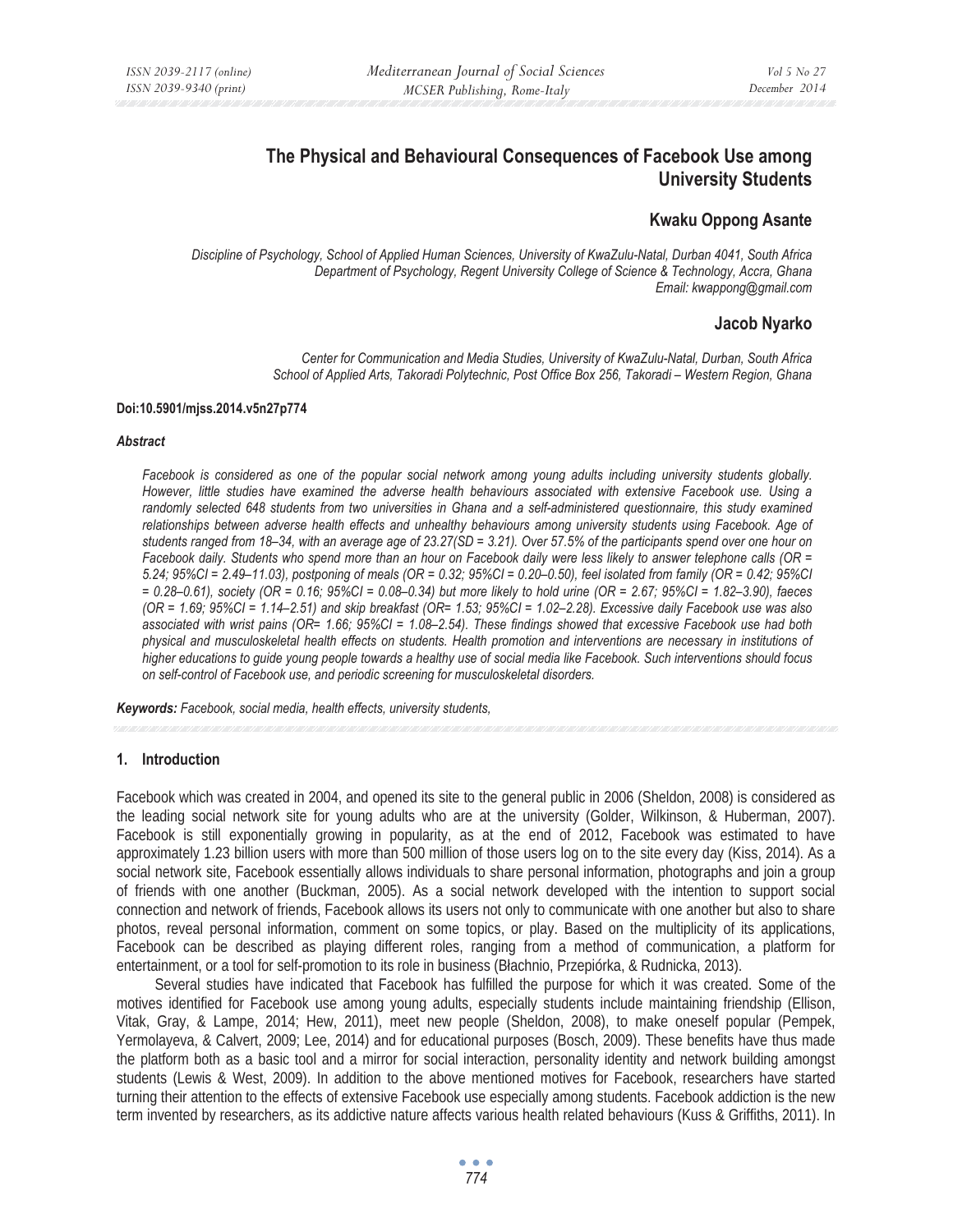# The Physical and Behavioural Consequences of Facebook Use among University Students

## Kwaku Oppong Asante

*Discipline of Psychology, School of Applied Human Sciences, University of KwaZulu-Natal, Durban 4041, South Africa*
*Department of Psychology, Regent University College of Science & Technology, Accra, Ghana*
*Email: kwappong@gmail.com*

## Jacob Nyarko

*Center for Communication and Media Studies, University of KwaZulu-Natal, Durban, South Africa*
*School of Applied Arts, Takoradi Polytechnic, Post Office Box 256, Takoradi – Western Region, Ghana*

**Doi:10.5901/mjss.2014.v5n27p774**

***Abstract***

*Facebook is considered as one of the popular social network among young adults including university students globally. However, little studies have examined the adverse health behaviours associated with extensive Facebook use. Using a randomly selected 648 students from two universities in Ghana and a self-administered questionnaire, this study examined relationships between adverse health effects and unhealthy behaviours among university students using Facebook. Age of students ranged from 18–34, with an average age of 23.27(SD = 3.21). Over 57.5% of the participants spend over one hour on Facebook daily. Students who spend more than an hour on Facebook daily were less likely to answer telephone calls (OR = 5.24; 95%CI = 2.49–11.03), postponing of meals (OR = 0.32; 95%CI = 0.20–0.50), feel isolated from family (OR = 0.42; 95%CI = 0.28–0.61), society (OR = 0.16; 95%CI = 0.08–0.34) but more likely to hold urine (OR = 2.67; 95%CI = 1.82–3.90), faeces (OR = 1.69; 95%CI = 1.14–2.51) and skip breakfast (OR= 1.53; 95%CI = 1.02–2.28). Excessive daily Facebook use was also associated with wrist pains (OR= 1.66; 95%CI = 1.08–2.54). These findings showed that excessive Facebook use had both physical and musculoskeletal health effects on students. Health promotion and interventions are necessary in institutions of higher educations to guide young people towards a healthy use of social media like Facebook. Such interventions should focus on self-control of Facebook use, and periodic screening for musculoskeletal disorders.*

***Keywords:*** *Facebook, social media, health effects, university students,*

## 1. Introduction

Facebook which was created in 2004, and opened its site to the general public in 2006 (Sheldon, 2008) is considered as the leading social network site for young adults who are at the university (Golder, Wilkinson, & Huberman, 2007). Facebook is still exponentially growing in popularity, as at the end of 2012, Facebook was estimated to have approximately 1.23 billion users with more than 500 million of those users log on to the site every day (Kiss, 2014). As a social network site, Facebook essentially allows individuals to share personal information, photographs and join a group of friends with one another (Buckman, 2005). As a social network developed with the intention to support social connection and network of friends, Facebook allows its users not only to communicate with one another but also to share photos, reveal personal information, comment on some topics, or play. Based on the multiplicity of its applications, Facebook can be described as playing different roles, ranging from a method of communication, a platform for entertainment, or a tool for self-promotion to its role in business (Błachnio, Przepiórka, & Rudnicka, 2013).

Several studies have indicated that Facebook has fulfilled the purpose for which it was created. Some of the motives identified for Facebook use among young adults, especially students include maintaining friendship (Ellison, Vitak, Gray, & Lampe, 2014; Hew, 2011), meet new people (Sheldon, 2008), to make oneself popular (Pempek, Yermolayeva, & Calvert, 2009; Lee, 2014) and for educational purposes (Bosch, 2009). These benefits have thus made the platform both as a basic tool and a mirror for social interaction, personality identity and network building amongst students (Lewis & West, 2009). In addition to the above mentioned motives for Facebook, researchers have started turning their attention to the effects of extensive Facebook use especially among students. Facebook addiction is the new term invented by researchers, as its addictive nature affects various health related behaviours (Kuss & Griffiths, 2011). In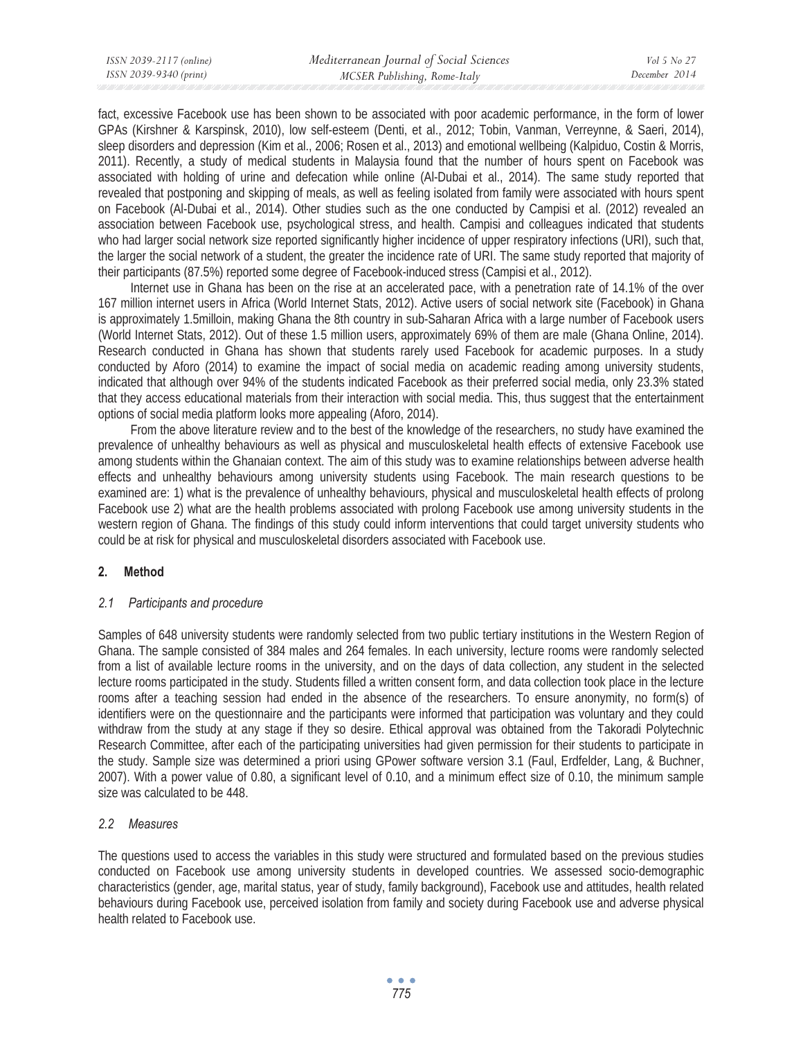fact, excessive Facebook use has been shown to be associated with poor academic performance, in the form of lower GPAs (Kirshner & Karspinsk, 2010), low self-esteem (Denti, et al., 2012; Tobin, Vanman, Verreynne, & Saeri, 2014), sleep disorders and depression (Kim et al., 2006; Rosen et al., 2013) and emotional wellbeing (Kalpiduo, Costin & Morris, 2011). Recently, a study of medical students in Malaysia found that the number of hours spent on Facebook was associated with holding of urine and defecation while online (Al-Dubai et al., 2014). The same study reported that revealed that postponing and skipping of meals, as well as feeling isolated from family were associated with hours spent on Facebook (Al-Dubai et al., 2014). Other studies such as the one conducted by Campisi et al. (2012) revealed an association between Facebook use, psychological stress, and health. Campisi and colleagues indicated that students who had larger social network size reported significantly higher incidence of upper respiratory infections (URI), such that, the larger the social network of a student, the greater the incidence rate of URI. The same study reported that majority of their participants (87.5%) reported some degree of Facebook-induced stress (Campisi et al., 2012).

Internet use in Ghana has been on the rise at an accelerated pace, with a penetration rate of 14.1% of the over 167 million internet users in Africa (World Internet Stats, 2012). Active users of social network site (Facebook) in Ghana is approximately 1.5milloin, making Ghana the 8th country in sub-Saharan Africa with a large number of Facebook users (World Internet Stats, 2012). Out of these 1.5 million users, approximately 69% of them are male (Ghana Online, 2014). Research conducted in Ghana has shown that students rarely used Facebook for academic purposes. In a study conducted by Aforo (2014) to examine the impact of social media on academic reading among university students, indicated that although over 94% of the students indicated Facebook as their preferred social media, only 23.3% stated that they access educational materials from their interaction with social media. This, thus suggest that the entertainment options of social media platform looks more appealing (Aforo, 2014).

From the above literature review and to the best of the knowledge of the researchers, no study have examined the prevalence of unhealthy behaviours as well as physical and musculoskeletal health effects of extensive Facebook use among students within the Ghanaian context. The aim of this study was to examine relationships between adverse health effects and unhealthy behaviours among university students using Facebook. The main research questions to be examined are: 1) what is the prevalence of unhealthy behaviours, physical and musculoskeletal health effects of prolong Facebook use 2) what are the health problems associated with prolong Facebook use among university students in the western region of Ghana. The findings of this study could inform interventions that could target university students who could be at risk for physical and musculoskeletal disorders associated with Facebook use.

## 2. Method

### *2.1 Participants and procedure*

Samples of 648 university students were randomly selected from two public tertiary institutions in the Western Region of Ghana. The sample consisted of 384 males and 264 females. In each university, lecture rooms were randomly selected from a list of available lecture rooms in the university, and on the days of data collection, any student in the selected lecture rooms participated in the study. Students filled a written consent form, and data collection took place in the lecture rooms after a teaching session had ended in the absence of the researchers. To ensure anonymity, no form(s) of identifiers were on the questionnaire and the participants were informed that participation was voluntary and they could withdraw from the study at any stage if they so desire. Ethical approval was obtained from the Takoradi Polytechnic Research Committee, after each of the participating universities had given permission for their students to participate in the study. Sample size was determined a priori using GPower software version 3.1 (Faul, Erdfelder, Lang, & Buchner, 2007). With a power value of 0.80, a significant level of 0.10, and a minimum effect size of 0.10, the minimum sample size was calculated to be 448.

### *2.2 Measures*

The questions used to access the variables in this study were structured and formulated based on the previous studies conducted on Facebook use among university students in developed countries. We assessed socio-demographic characteristics (gender, age, marital status, year of study, family background), Facebook use and attitudes, health related behaviours during Facebook use, perceived isolation from family and society during Facebook use and adverse physical health related to Facebook use.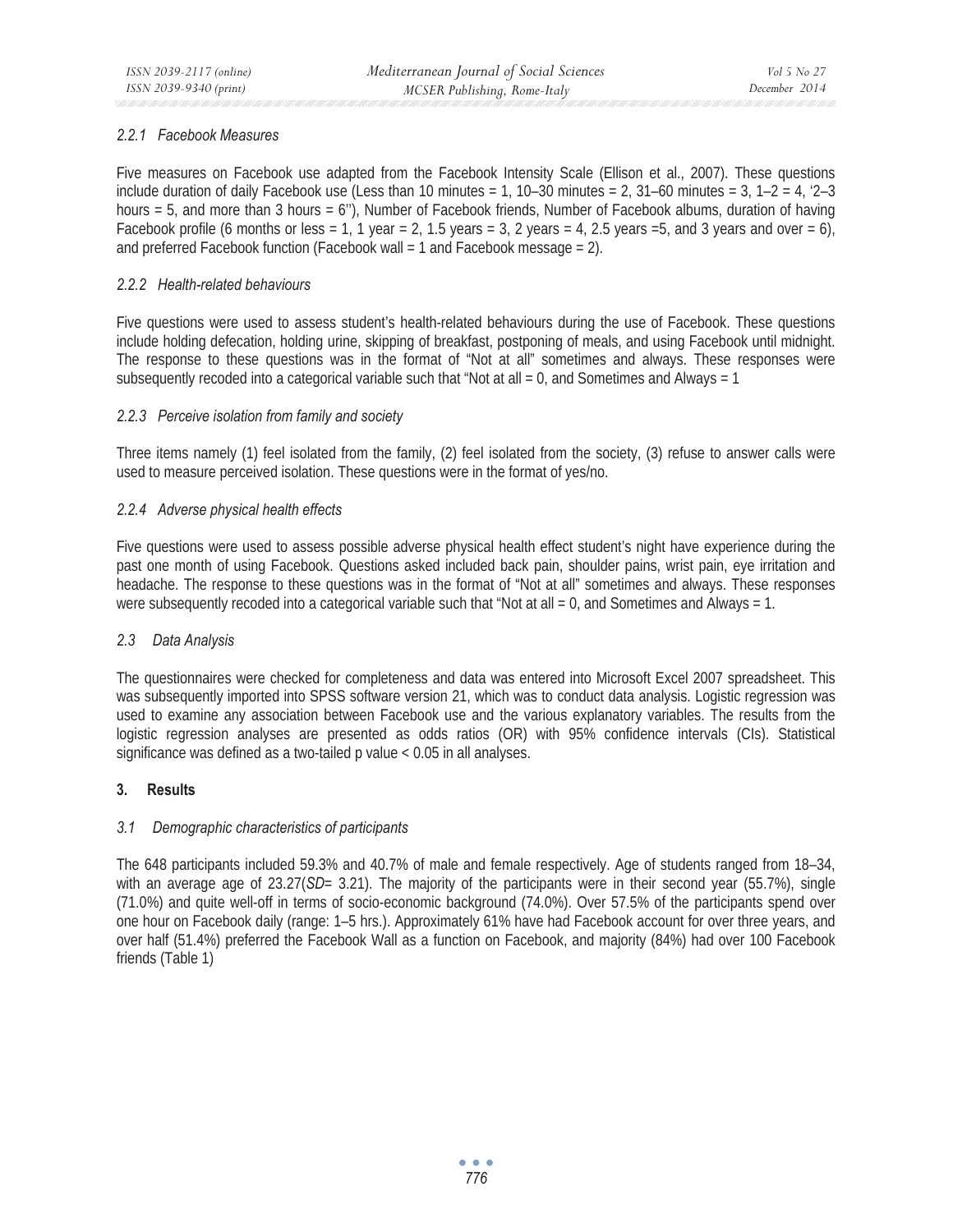### 2.2.1 Facebook Measures

Five measures on Facebook use adapted from the Facebook Intensity Scale (Ellison et al., 2007). These questions include duration of daily Facebook use (Less than 10 minutes = 1, 10–30 minutes = 2, 31–60 minutes = 3, 1–2 = 4, '2–3 hours = 5, and more than 3 hours = 6''), Number of Facebook friends, Number of Facebook albums, duration of having Facebook profile (6 months or less = 1, 1 year = 2, 1.5 years = 3, 2 years = 4, 2.5 years =5, and 3 years and over = 6), and preferred Facebook function (Facebook wall = 1 and Facebook message = 2).

### 2.2.2 Health-related behaviours

Five questions were used to assess student's health-related behaviours during the use of Facebook. These questions include holding defecation, holding urine, skipping of breakfast, postponing of meals, and using Facebook until midnight. The response to these questions was in the format of "Not at all" sometimes and always. These responses were subsequently recoded into a categorical variable such that "Not at all = 0, and Sometimes and Always = 1

### 2.2.3 Perceive isolation from family and society

Three items namely (1) feel isolated from the family, (2) feel isolated from the society, (3) refuse to answer calls were used to measure perceived isolation. These questions were in the format of yes/no.

### 2.2.4 Adverse physical health effects

Five questions were used to assess possible adverse physical health effect student's night have experience during the past one month of using Facebook. Questions asked included back pain, shoulder pains, wrist pain, eye irritation and headache. The response to these questions was in the format of "Not at all" sometimes and always. These responses were subsequently recoded into a categorical variable such that "Not at all = 0, and Sometimes and Always = 1.

## 2.3 Data Analysis

The questionnaires were checked for completeness and data was entered into Microsoft Excel 2007 spreadsheet. This was subsequently imported into SPSS software version 21, which was to conduct data analysis. Logistic regression was used to examine any association between Facebook use and the various explanatory variables. The results from the logistic regression analyses are presented as odds ratios (OR) with 95% confidence intervals (CIs). Statistical significance was defined as a two-tailed p value < 0.05 in all analyses.

# 3. Results

## 3.1 Demographic characteristics of participants

The 648 participants included 59.3% and 40.7% of male and female respectively. Age of students ranged from 18–34, with an average age of 23.27(*SD*= 3.21). The majority of the participants were in their second year (55.7%), single (71.0%) and quite well-off in terms of socio-economic background (74.0%). Over 57.5% of the participants spend over one hour on Facebook daily (range: 1–5 hrs.). Approximately 61% have had Facebook account for over three years, and over half (51.4%) preferred the Facebook Wall as a function on Facebook, and majority (84%) had over 100 Facebook friends (Table 1)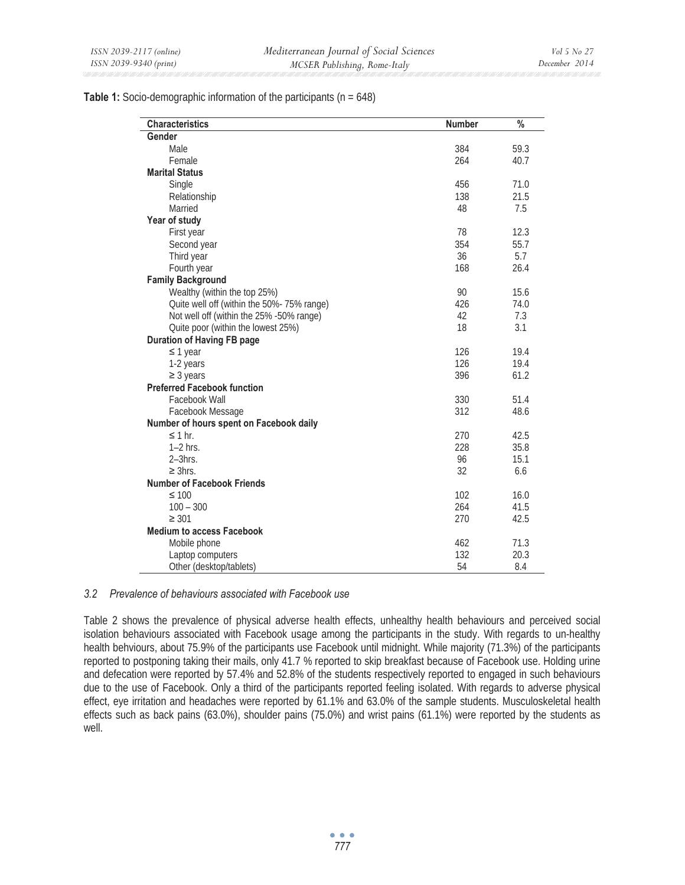**Table 1:** Socio-demographic information of the participants (n = 648)

| Characteristics | Number | % |
|---|---|---|
| **Gender** | | |
| Male | 384 | 59.3 |
| Female | 264 | 40.7 |
| **Marital Status** | | |
| Single | 456 | 71.0 |
| Relationship | 138 | 21.5 |
| Married | 48 | 7.5 |
| **Year of study** | | |
| First year | 78 | 12.3 |
| Second year | 354 | 55.7 |
| Third year | 36 | 5.7 |
| Fourth year | 168 | 26.4 |
| **Family Background** | | |
| Wealthy (within the top 25%) | 90 | 15.6 |
| Quite well off (within the 50%- 75% range) | 426 | 74.0 |
| Not well off (within the 25% -50% range) | 42 | 7.3 |
| Quite poor (within the lowest 25%) | 18 | 3.1 |
| **Duration of Having FB page** | | |
| ≤ 1 year | 126 | 19.4 |
| 1-2 years | 126 | 19.4 |
| ≥ 3 years | 396 | 61.2 |
| **Preferred Facebook function** | | |
| Facebook Wall | 330 | 51.4 |
| Facebook Message | 312 | 48.6 |
| **Number of hours spent on Facebook daily** | | |
| ≤ 1 hr. | 270 | 42.5 |
| 1–2 hrs. | 228 | 35.8 |
| 2–3hrs. | 96 | 15.1 |
| ≥ 3hrs. | 32 | 6.6 |
| **Number of Facebook Friends** | | |
| ≤ 100 | 102 | 16.0 |
| 100 – 300 | 264 | 41.5 |
| ≥ 301 | 270 | 42.5 |
| **Medium to access Facebook** | | |
| Mobile phone | 462 | 71.3 |
| Laptop computers | 132 | 20.3 |
| Other (desktop/tablets) | 54 | 8.4 |

### *3.2 Prevalence of behaviours associated with Facebook use*

Table 2 shows the prevalence of physical adverse health effects, unhealthy health behaviours and perceived social isolation behaviours associated with Facebook usage among the participants in the study. With regards to un-healthy health behviours, about 75.9% of the participants use Facebook until midnight. While majority (71.3%) of the participants reported to postponing taking their mails, only 41.7 % reported to skip breakfast because of Facebook use. Holding urine and defecation were reported by 57.4% and 52.8% of the students respectively reported to engaged in such behaviours due to the use of Facebook. Only a third of the participants reported feeling isolated. With regards to adverse physical effect, eye irritation and headaches were reported by 61.1% and 63.0% of the sample students. Musculoskeletal health effects such as back pains (63.0%), shoulder pains (75.0%) and wrist pains (61.1%) were reported by the students as well.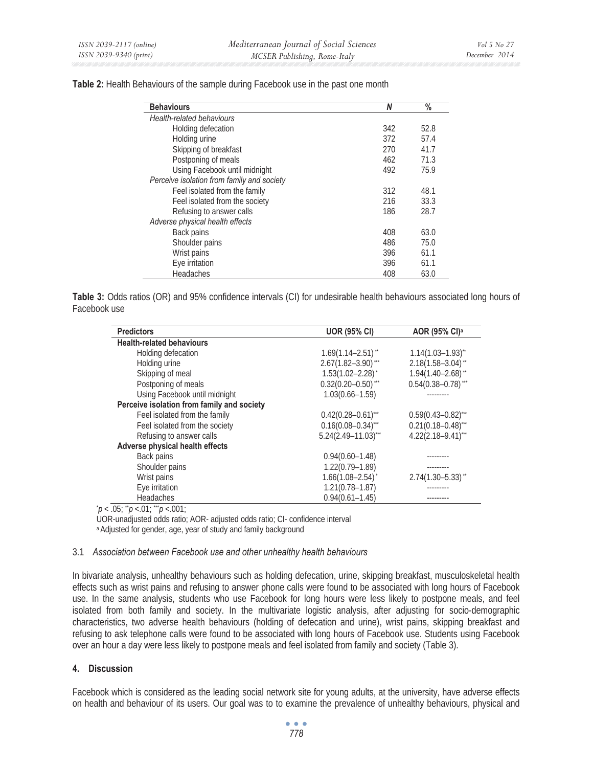**Table 2:** Health Behaviours of the sample during Facebook use in the past one month

| Behaviours | N | % |
|---|---|---|
| *Health-related behaviours* | | |
| Holding defecation | 342 | 52.8 |
| Holding urine | 372 | 57.4 |
| Skipping of breakfast | 270 | 41.7 |
| Postponing of meals | 462 | 71.3 |
| Using Facebook until midnight | 492 | 75.9 |
| *Perceive isolation from family and society* | | |
| Feel isolated from the family | 312 | 48.1 |
| Feel isolated from the society | 216 | 33.3 |
| Refusing to answer calls | 186 | 28.7 |
| *Adverse physical health effects* | | |
| Back pains | 408 | 63.0 |
| Shoulder pains | 486 | 75.0 |
| Wrist pains | 396 | 61.1 |
| Eye irritation | 396 | 61.1 |
| Headaches | 408 | 63.0 |

**Table 3:** Odds ratios (OR) and 95% confidence intervals (CI) for undesirable health behaviours associated long hours of Facebook use

| Predictors | UOR (95% CI) | AOR (95% CI)[a] |
|---|---|---|
| **Health-related behaviours** | | |
| Holding defecation | 1.69(1.14–2.51)** | 1.14(1.03–1.93)** |
| Holding urine | 2.67(1.82–3.90)*** | 2.18(1.58–3.04)** |
| Skipping of meal | 1.53(1.02–2.28)* | 1.94(1.40–2.68)** |
| Postponing of meals | 0.32(0.20–0.50)*** | 0.54(0.38–0.78)*** |
| Using Facebook until midnight | 1.03(0.66–1.59) | --------- |
| **Perceive isolation from family and society** | | |
| Feel isolated from the family | 0.42(0.28–0.61)*** | 0.59(0.43–0.82)*** |
| Feel isolated from the society | 0.16(0.08–0.34)*** | 0.21(0.18–0.48)*** |
| Refusing to answer calls | 5.24(2.49–11.03)*** | 4.22(2.18–9.41)*** |
| **Adverse physical health effects** | | |
| Back pains | 0.94(0.60–1.48) | --------- |
| Shoulder pains | 1.22(0.79–1.89) | --------- |
| Wrist pains | 1.66(1.08–2.54)* | 2.74(1.30–5.33)** |
| Eye irritation | 1.21(0.78–1.87) | --------- |
| Headaches | 0.94(0.61–1.45) | --------- |

*$p < .05$; **$p < .01$; ***$p < .001$;

UOR-unadjusted odds ratio; AOR- adjusted odds ratio; CI- confidence interval

[a] Adjusted for gender, age, year of study and family background

### 3.1 *Association between Facebook use and other unhealthy health behaviours*

In bivariate analysis, unhealthy behaviours such as holding defecation, urine, skipping breakfast, musculoskeletal health effects such as wrist pains and refusing to answer phone calls were found to be associated with long hours of Facebook use. In the same analysis, students who use Facebook for long hours were less likely to postpone meals, and feel isolated from both family and society. In the multivariate logistic analysis, after adjusting for socio-demographic characteristics, two adverse health behaviours (holding of defecation and urine), wrist pains, skipping breakfast and refusing to ask telephone calls were found to be associated with long hours of Facebook use. Students using Facebook over an hour a day were less likely to postpone meals and feel isolated from family and society (Table 3).

## 4. Discussion

Facebook which is considered as the leading social network site for young adults, at the university, have adverse effects on health and behaviour of its users. Our goal was to to examine the prevalence of unhealthy behaviours, physical and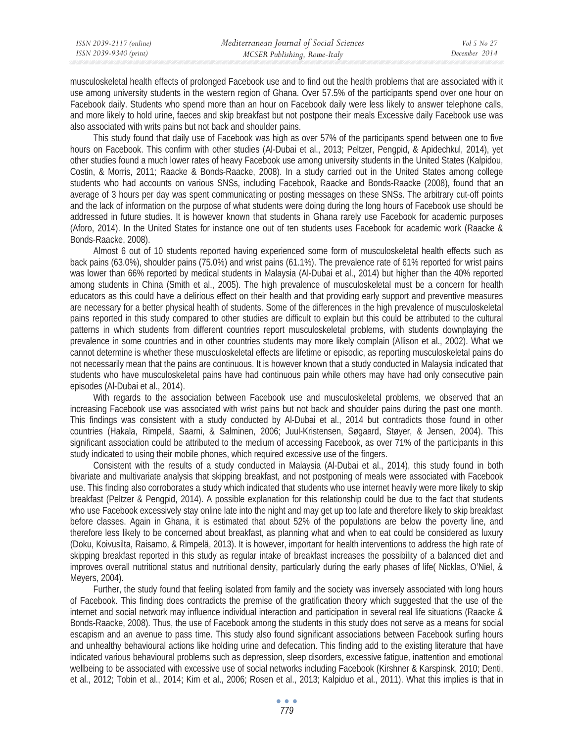musculoskeletal health effects of prolonged Facebook use and to find out the health problems that are associated with it use among university students in the western region of Ghana. Over 57.5% of the participants spend over one hour on Facebook daily. Students who spend more than an hour on Facebook daily were less likely to answer telephone calls, and more likely to hold urine, faeces and skip breakfast but not postpone their meals Excessive daily Facebook use was also associated with writs pains but not back and shoulder pains.

This study found that daily use of Facebook was high as over 57% of the participants spend between one to five hours on Facebook. This confirm with other studies (Al-Dubai et al., 2013; Peltzer, Pengpid, & Apidechkul, 2014), yet other studies found a much lower rates of heavy Facebook use among university students in the United States (Kalpidou, Costin, & Morris, 2011; Raacke & Bonds-Raacke, 2008). In a study carried out in the United States among college students who had accounts on various SNSs, including Facebook, Raacke and Bonds-Raacke (2008), found that an average of 3 hours per day was spent communicating or posting messages on these SNSs. The arbitrary cut-off points and the lack of information on the purpose of what students were doing during the long hours of Facebook use should be addressed in future studies. It is however known that students in Ghana rarely use Facebook for academic purposes (Aforo, 2014). In the United States for instance one out of ten students uses Facebook for academic work (Raacke & Bonds-Raacke, 2008).

Almost 6 out of 10 students reported having experienced some form of musculoskeletal health effects such as back pains (63.0%), shoulder pains (75.0%) and wrist pains (61.1%). The prevalence rate of 61% reported for wrist pains was lower than 66% reported by medical students in Malaysia (Al-Dubai et al., 2014) but higher than the 40% reported among students in China (Smith et al., 2005). The high prevalence of musculoskeletal must be a concern for health educators as this could have a delirious effect on their health and that providing early support and preventive measures are necessary for a better physical health of students. Some of the differences in the high prevalence of musculoskeletal pains reported in this study compared to other studies are difficult to explain but this could be attributed to the cultural patterns in which students from different countries report musculoskeletal problems, with students downplaying the prevalence in some countries and in other countries students may more likely complain (Allison et al., 2002). What we cannot determine is whether these musculoskeletal effects are lifetime or episodic, as reporting musculoskeletal pains do not necessarily mean that the pains are continuous. It is however known that a study conducted in Malaysia indicated that students who have musculoskeletal pains have had continuous pain while others may have had only consecutive pain episodes (Al-Dubai et al., 2014).

With regards to the association between Facebook use and musculoskeletal problems, we observed that an increasing Facebook use was associated with wrist pains but not back and shoulder pains during the past one month. This findings was consistent with a study conducted by Al-Dubai et al., 2014 but contradicts those found in other countries (Hakala, Rimpelä, Saarni, & Salminen, 2006; Juul-Kristensen, Søgaard, Støyer, & Jensen, 2004). This significant association could be attributed to the medium of accessing Facebook, as over 71% of the participants in this study indicated to using their mobile phones, which required excessive use of the fingers.

Consistent with the results of a study conducted in Malaysia (Al-Dubai et al., 2014), this study found in both bivariate and multivariate analysis that skipping breakfast, and not postponing of meals were associated with Facebook use. This finding also corroborates a study which indicated that students who use internet heavily were more likely to skip breakfast (Peltzer & Pengpid, 2014). A possible explanation for this relationship could be due to the fact that students who use Facebook excessively stay online late into the night and may get up too late and therefore likely to skip breakfast before classes. Again in Ghana, it is estimated that about 52% of the populations are below the poverty line, and therefore less likely to be concerned about breakfast, as planning what and when to eat could be considered as luxury (Doku, Koivusilta, Raisamo, & Rimpelä, 2013). It is however, important for health interventions to address the high rate of skipping breakfast reported in this study as regular intake of breakfast increases the possibility of a balanced diet and improves overall nutritional status and nutritional density, particularly during the early phases of life( Nicklas, O'Niel, & Meyers, 2004).

Further, the study found that feeling isolated from family and the society was inversely associated with long hours of Facebook. This finding does contradicts the premise of the gratification theory which suggested that the use of the internet and social network may influence individual interaction and participation in several real life situations (Raacke & Bonds-Raacke, 2008). Thus, the use of Facebook among the students in this study does not serve as a means for social escapism and an avenue to pass time. This study also found significant associations between Facebook surfing hours and unhealthy behavioural actions like holding urine and defecation. This finding add to the existing literature that have indicated various behavioural problems such as depression, sleep disorders, excessive fatigue, inattention and emotional wellbeing to be associated with excessive use of social networks including Facebook (Kirshner & Karspinsk, 2010; Denti, et al., 2012; Tobin et al., 2014; Kim et al., 2006; Rosen et al., 2013; Kalpiduo et al., 2011). What this implies is that in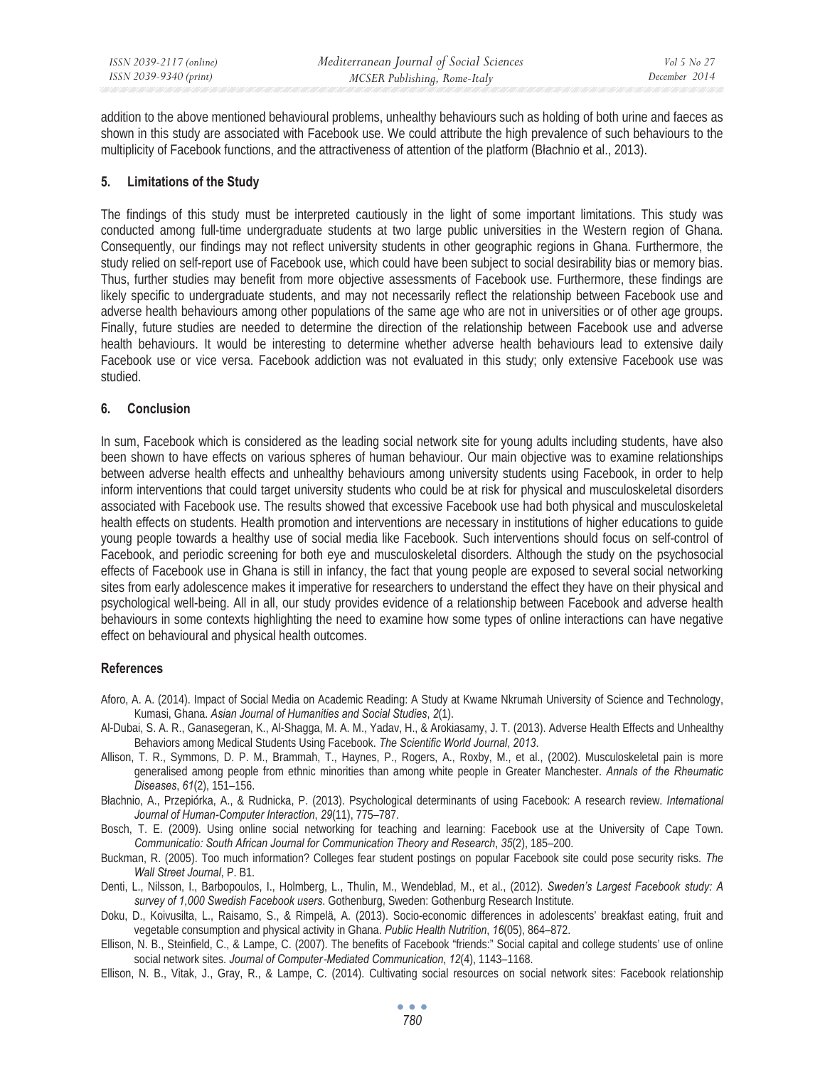addition to the above mentioned behavioural problems, unhealthy behaviours such as holding of both urine and faeces as shown in this study are associated with Facebook use. We could attribute the high prevalence of such behaviours to the multiplicity of Facebook functions, and the attractiveness of attention of the platform (Błachnio et al., 2013).

## 5. Limitations of the Study

The findings of this study must be interpreted cautiously in the light of some important limitations. This study was conducted among full-time undergraduate students at two large public universities in the Western region of Ghana. Consequently, our findings may not reflect university students in other geographic regions in Ghana. Furthermore, the study relied on self-report use of Facebook use, which could have been subject to social desirability bias or memory bias. Thus, further studies may benefit from more objective assessments of Facebook use. Furthermore, these findings are likely specific to undergraduate students, and may not necessarily reflect the relationship between Facebook use and adverse health behaviours among other populations of the same age who are not in universities or of other age groups. Finally, future studies are needed to determine the direction of the relationship between Facebook use and adverse health behaviours. It would be interesting to determine whether adverse health behaviours lead to extensive daily Facebook use or vice versa. Facebook addiction was not evaluated in this study; only extensive Facebook use was studied.

## 6. Conclusion

In sum, Facebook which is considered as the leading social network site for young adults including students, have also been shown to have effects on various spheres of human behaviour. Our main objective was to examine relationships between adverse health effects and unhealthy behaviours among university students using Facebook, in order to help inform interventions that could target university students who could be at risk for physical and musculoskeletal disorders associated with Facebook use. The results showed that excessive Facebook use had both physical and musculoskeletal health effects on students. Health promotion and interventions are necessary in institutions of higher educations to guide young people towards a healthy use of social media like Facebook. Such interventions should focus on self-control of Facebook, and periodic screening for both eye and musculoskeletal disorders. Although the study on the psychosocial effects of Facebook use in Ghana is still in infancy, the fact that young people are exposed to several social networking sites from early adolescence makes it imperative for researchers to understand the effect they have on their physical and psychological well-being. All in all, our study provides evidence of a relationship between Facebook and adverse health behaviours in some contexts highlighting the need to examine how some types of online interactions can have negative effect on behavioural and physical health outcomes.

## References

Aforo, A. A. (2014). Impact of Social Media on Academic Reading: A Study at Kwame Nkrumah University of Science and Technology, Kumasi, Ghana. *Asian Journal of Humanities and Social Studies*, *2*(1).

Al-Dubai, S. A. R., Ganasegeran, K., Al-Shagga, M. A. M., Yadav, H., & Arokiasamy, J. T. (2013). Adverse Health Effects and Unhealthy Behaviors among Medical Students Using Facebook. *The Scientific World Journal*, *2013*.

Allison, T. R., Symmons, D. P. M., Brammah, T., Haynes, P., Rogers, A., Roxby, M., et al., (2002). Musculoskeletal pain is more generalised among people from ethnic minorities than among white people in Greater Manchester. *Annals of the Rheumatic Diseases*, *61*(2), 151–156.

Błachnio, A., Przepiórka, A., & Rudnicka, P. (2013). Psychological determinants of using Facebook: A research review. *International Journal of Human-Computer Interaction*, *29*(11), 775–787.

Bosch, T. E. (2009). Using online social networking for teaching and learning: Facebook use at the University of Cape Town. *Communicatio: South African Journal for Communication Theory and Research*, *35*(2), 185–200.

Buckman, R. (2005). Too much information? Colleges fear student postings on popular Facebook site could pose security risks. *The Wall Street Journal*, P. B1.

Denti, L., Nilsson, I., Barbopoulos, I., Holmberg, L., Thulin, M., Wendeblad, M., et al., (2012). *Sweden's Largest Facebook study: A survey of 1,000 Swedish Facebook users*. Gothenburg, Sweden: Gothenburg Research Institute.

Doku, D., Koivusilta, L., Raisamo, S., & Rimpelä, A. (2013). Socio-economic differences in adolescents' breakfast eating, fruit and vegetable consumption and physical activity in Ghana. *Public Health Nutrition*, *16*(05), 864–872.

Ellison, N. B., Steinfield, C., & Lampe, C. (2007). The benefits of Facebook "friends:" Social capital and college students' use of online social network sites. *Journal of Computer-Mediated Communication*, *12*(4), 1143–1168.

Ellison, N. B., Vitak, J., Gray, R., & Lampe, C. (2014). Cultivating social resources on social network sites: Facebook relationship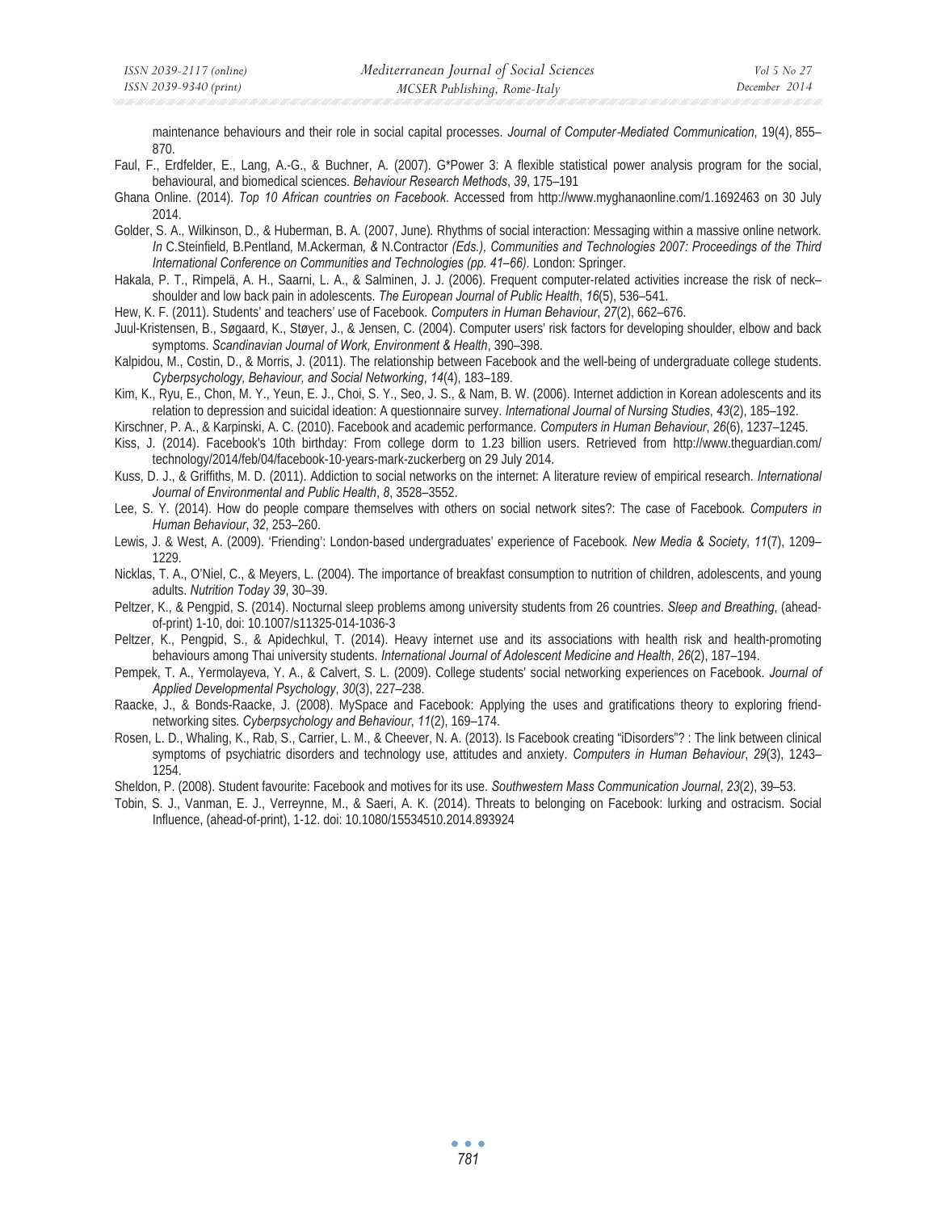maintenance behaviours and their role in social capital processes. *Journal of Computer-Mediated Communication*, 19(4), 855–870.

Faul, F., Erdfelder, E., Lang, A.-G., & Buchner, A. (2007). G*Power 3: A flexible statistical power analysis program for the social, behavioural, and biomedical sciences. *Behaviour Research Methods*, *39*, 175–191

Ghana Online. (2014). *Top 10 African countries on Facebook*. Accessed from http://www.myghanaonline.com/1.1692463 on 30 July 2014.

Golder, S. A., Wilkinson, D., & Huberman, B. A. (2007, June). Rhythms of social interaction: Messaging within a massive online network. *In* C.Steinfield, B.Pentland, M.Ackerman, *&* N.Contractor *(Eds.), Communities and Technologies 2007: Proceedings of the Third International Conference on Communities and Technologies (pp. 41–66).* London: Springer.

Hakala, P. T., Rimpelä, A. H., Saarni, L. A., & Salminen, J. J. (2006). Frequent computer-related activities increase the risk of neck–shoulder and low back pain in adolescents. *The European Journal of Public Health*, *16*(5), 536–541.

Hew, K. F. (2011). Students' and teachers' use of Facebook. *Computers in Human Behaviour*, *27*(2), 662–676.

Juul-Kristensen, B., Søgaard, K., Støyer, J., & Jensen, C. (2004). Computer users' risk factors for developing shoulder, elbow and back symptoms. *Scandinavian Journal of Work, Environment & Health*, 390–398.

Kalpidou, M., Costin, D., & Morris, J. (2011). The relationship between Facebook and the well-being of undergraduate college students. *Cyberpsychology, Behaviour, and Social Networking*, *14*(4), 183–189.

Kim, K., Ryu, E., Chon, M. Y., Yeun, E. J., Choi, S. Y., Seo, J. S., & Nam, B. W. (2006). Internet addiction in Korean adolescents and its relation to depression and suicidal ideation: A questionnaire survey. *International Journal of Nursing Studies*, *43*(2), 185–192.

Kirschner, P. A., & Karpinski, A. C. (2010). Facebook and academic performance. *Computers in Human Behaviour*, *26*(6), 1237–1245.

Kiss, J. (2014). Facebook's 10th birthday: From college dorm to 1.23 billion users. Retrieved from http://www.theguardian.com/technology/2014/feb/04/facebook-10-years-mark-zuckerberg on 29 July 2014.

Kuss, D. J., & Griffiths, M. D. (2011). Addiction to social networks on the internet: A literature review of empirical research. *International Journal of Environmental and Public Health*, *8*, 3528–3552.

Lee, S. Y. (2014). How do people compare themselves with others on social network sites?: The case of Facebook. *Computers in Human Behaviour*, *32*, 253–260.

Lewis, J. & West, A. (2009). 'Friending': London-based undergraduates' experience of Facebook. *New Media & Society*, *11*(7), 1209–1229.

Nicklas, T. A., O'Niel, C., & Meyers, L. (2004). The importance of breakfast consumption to nutrition of children, adolescents, and young adults. *Nutrition Today 39*, 30–39.

Peltzer, K., & Pengpid, S. (2014). Nocturnal sleep problems among university students from 26 countries. *Sleep and Breathing*, (ahead-of-print) 1-10, doi: 10.1007/s11325-014-1036-3

Peltzer, K., Pengpid, S., & Apidechkul, T. (2014). Heavy internet use and its associations with health risk and health-promoting behaviours among Thai university students. *International Journal of Adolescent Medicine and Health*, *26*(2), 187–194.

Pempek, T. A., Yermolayeva, Y. A., & Calvert, S. L. (2009). College students' social networking experiences on Facebook. *Journal of Applied Developmental Psychology*, *30*(3), 227–238.

Raacke, J., & Bonds-Raacke, J. (2008). MySpace and Facebook: Applying the uses and gratifications theory to exploring friend-networking sites. *Cyberpsychology and Behaviour*, *11*(2), 169–174.

Rosen, L. D., Whaling, K., Rab, S., Carrier, L. M., & Cheever, N. A. (2013). Is Facebook creating "iDisorders"? : The link between clinical symptoms of psychiatric disorders and technology use, attitudes and anxiety. *Computers in Human Behaviour*, *29*(3), 1243–1254.

Sheldon, P. (2008). Student favourite: Facebook and motives for its use. *Southwestern Mass Communication Journal*, *23*(2), 39–53.

Tobin, S. J., Vanman, E. J., Verreynne, M., & Saeri, A. K. (2014). Threats to belonging on Facebook: lurking and ostracism. Social Influence, (ahead-of-print), 1-12. doi: 10.1080/15534510.2014.893924